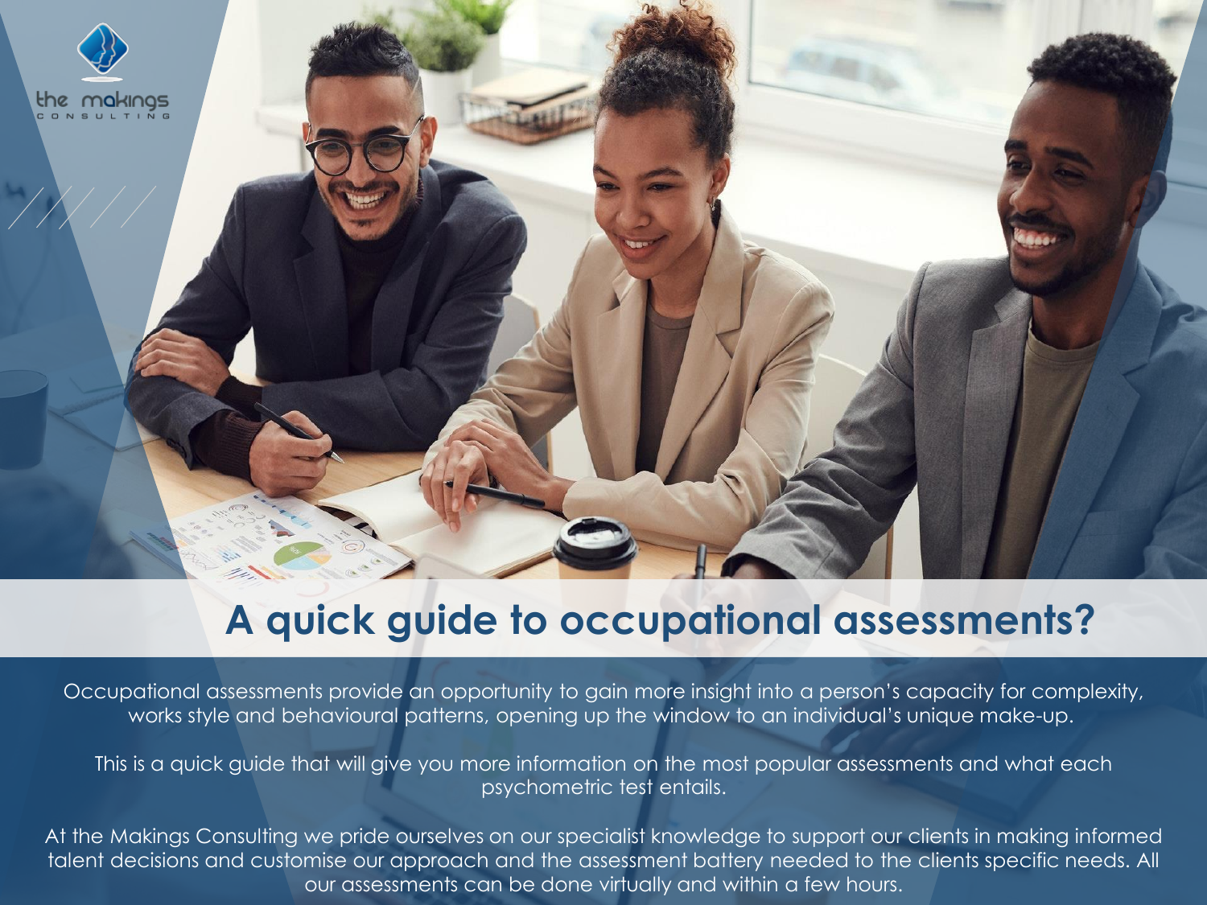# A quick guide to occupational assessments?

Occupational assessments provide an opportunity to gain more insight into a person's capacity for complexity, works style and behavioural patterns, opening up the window to an individual's unique make-up.

This is a quick guide that will give you more information on the most popular assessments and what each psychometric test entails.

At the Makings Consulting we pride ourselves on our specialist knowledge to support our clients in making informed talent decisions and customise our approach and the assessment battery needed to the clients specific needs. All our assessments can be done virtually and within a few hours.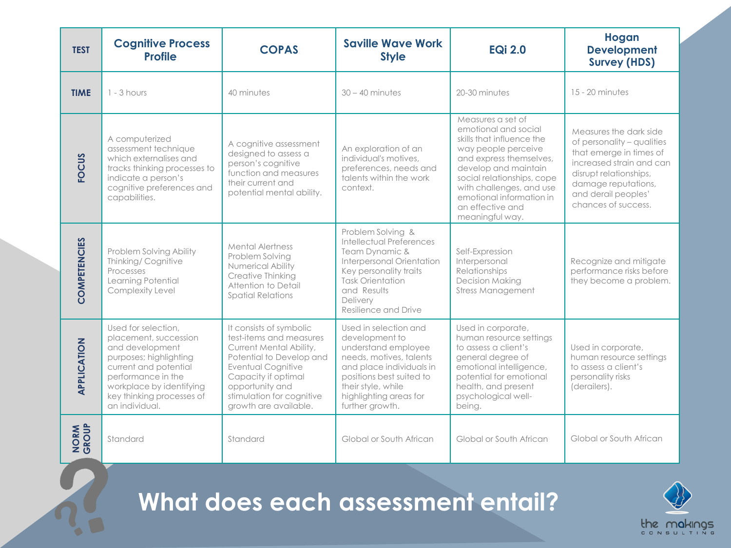| TEST | Cognitive Process Profile | COPAS | Saville Wave Work Style | EQi 2.0 | Hogan Development Survey (HDS) |
|---|---|---|---|---|---|
| TIME | 1 - 3 hours | 40 minutes | 30 – 40 minutes | 20-30 minutes | 15 - 20 minutes |
| FOCUS | A computerized assessment technique which externalises and tracks thinking processes to indicate a person's cognitive preferences and capabilities. | A cognitive assessment designed to assess a person's cognitive function and measures their current and potential mental ability. | An exploration of an individual's motives, preferences, needs and talents within the work context. | Measures a set of emotional and social skills that influence the way people perceive and express themselves, develop and maintain social relationships, cope with challenges, and use emotional information in an effective and meaningful way. | Measures the dark side of personality – qualities that emerge in times of increased strain and can disrupt relationships, damage reputations, and derail peoples' chances of success. |
| COMPETENCIES | Problem Solving Ability<br>Thinking/ Cognitive Processes<br>Learning Potential<br>Complexity Level | Mental Alertness<br>Problem Solving<br>Numerical Ability<br>Creative Thinking<br>Attention to Detail<br>Spatial Relations | Problem Solving & Intellectual Preferences<br>Team Dynamic & Interpersonal Orientation<br>Key personality traits<br>Task Orientation and Results Delivery<br>Resilience and Drive | Self-Expression<br>Interpersonal Relationships<br>Decision Making<br>Stress Management | Recognize and mitigate performance risks before they become a problem. |
| APPLICATION | Used for selection, placement, succession and development purposes; highlighting current and potential performance in the workplace by identifying key thinking processes of an individual. | It consists of symbolic test-items and measures Current Mental Ability, Potential to Develop and Eventual Cognitive Capacity if optimal opportunity and stimulation for cognitive growth are available. | Used in selection and development to understand employee needs, motives, talents and place individuals in positions best suited to their style, while highlighting areas for further growth. | Used in corporate, human resource settings to assess a client's general degree of emotional intelligence, potential for emotional health, and present psychological well-being. | Used in corporate, human resource settings to assess a client's personality risks (derailers). |
| NORM GROUP | Standard | Standard | Global or South African | Global or South African | Global or South African |

# What does each assessment entail?

the makings CONSULTING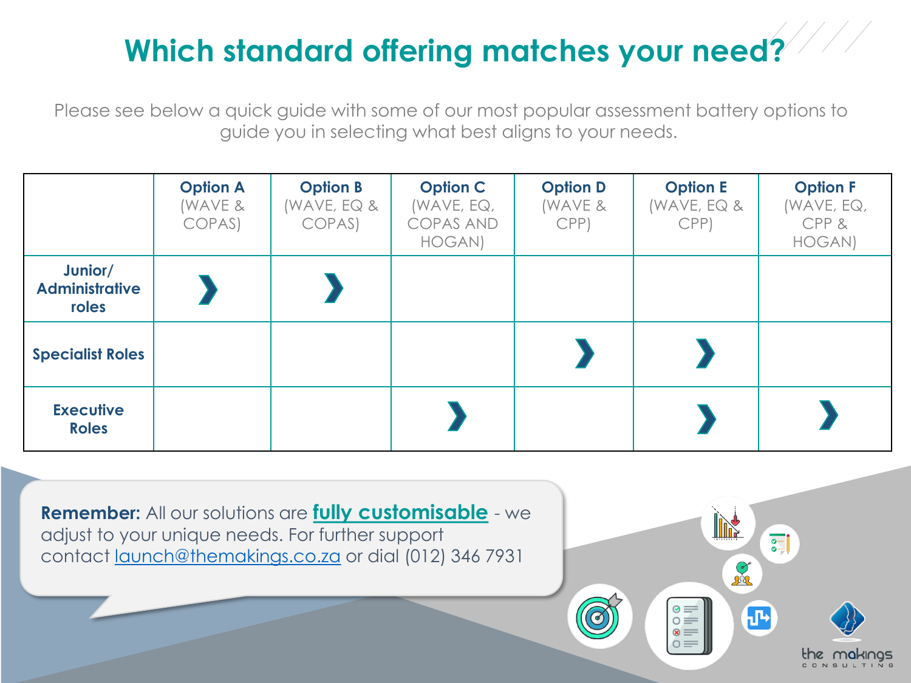# Which standard offering matches your need?

Please see below a quick guide with some of our most popular assessment battery options to guide you in selecting what best aligns to your needs.

| | **Option A** (WAVE & COPAS) | **Option B** (WAVE, EQ & COPAS) | **Option C** (WAVE, EQ, COPAS AND HOGAN) | **Option D** (WAVE & CPP) | **Option E** (WAVE, EQ & CPP) | **Option F** (WAVE, EQ, CPP & HOGAN) |
|---|---|---|---|---|---|---|
| **Junior/ Administrative roles** | ❯ | ❯ | | | | |
| **Specialist Roles** | | | | ❯ | ❯ | |
| **Executive Roles** | | | ❯ | | ❯ | ❯ |

**Remember:** All our solutions are **fully customisable** - we adjust to your unique needs. For further support contact launch@themakings.co.za or dial (012) 346 7931

the makings CONSULTING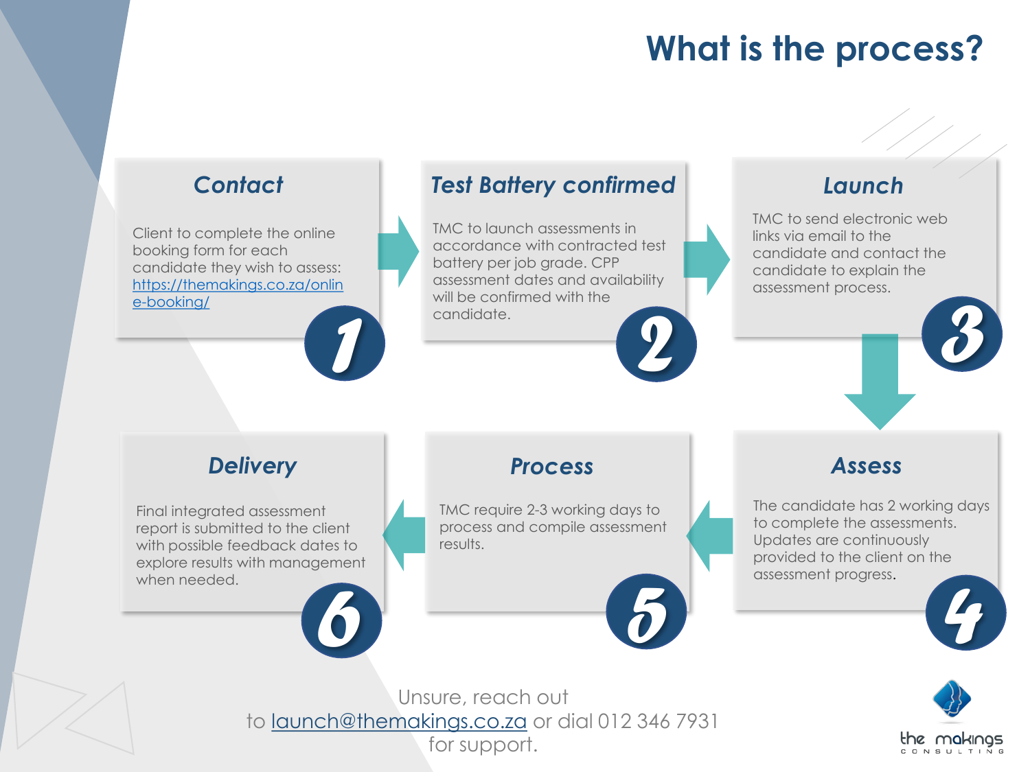# What is the process?

### 1. Contact

Client to complete the online booking form for each candidate they wish to assess: https://themakings.co.za/online-booking/

### 2. Test Battery confirmed

TMC to launch assessments in accordance with contracted test battery per job grade. CPP assessment dates and availability will be confirmed with the candidate.

### 3. Launch

TMC to send electronic web links via email to the candidate and contact the candidate to explain the assessment process.

### 4. Assess

The candidate has 2 working days to complete the assessments. Updates are continuously provided to the client on the assessment progress.

### 5. Process

TMC require 2-3 working days to process and compile assessment results.

### 6. Delivery

Final integrated assessment report is submitted to the client with possible feedback dates to explore results with management when needed.

Unsure, reach out to launch@themakings.co.za or dial 012 346 7931 for support.

the makings CONSULTING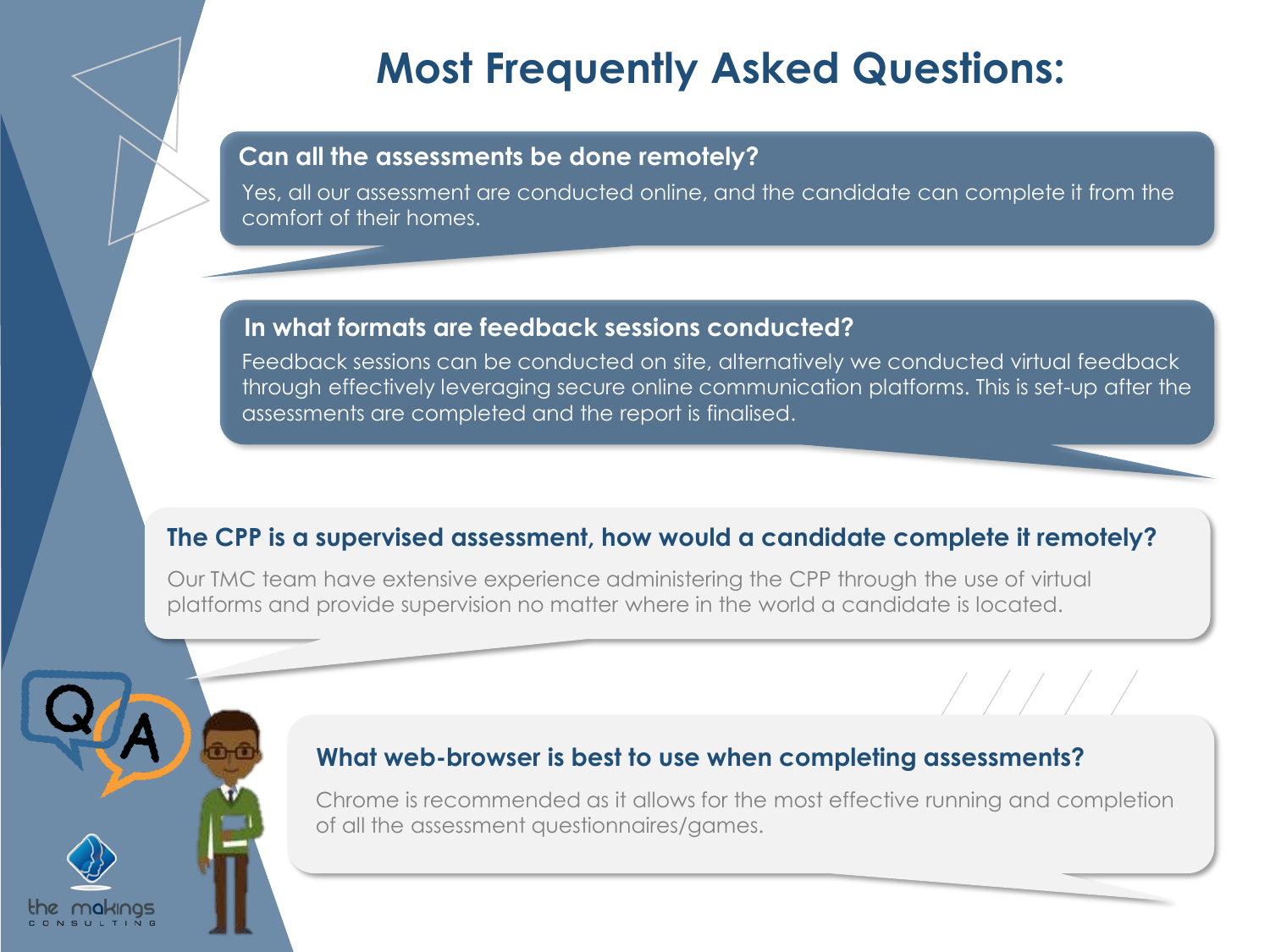# Most Frequently Asked Questions:

### Can all the assessments be done remotely?

Yes, all our assessment are conducted online, and the candidate can complete it from the comfort of their homes.

### In what formats are feedback sessions conducted?

Feedback sessions can be conducted on site, alternatively we conducted virtual feedback through effectively leveraging secure online communication platforms. This is set-up after the assessments are completed and the report is finalised.

### The CPP is a supervised assessment, how would a candidate complete it remotely?

Our TMC team have extensive experience administering the CPP through the use of virtual platforms and provide supervision no matter where in the world a candidate is located.

### What web-browser is best to use when completing assessments?

Chrome is recommended as it allows for the most effective running and completion of all the assessment questionnaires/games.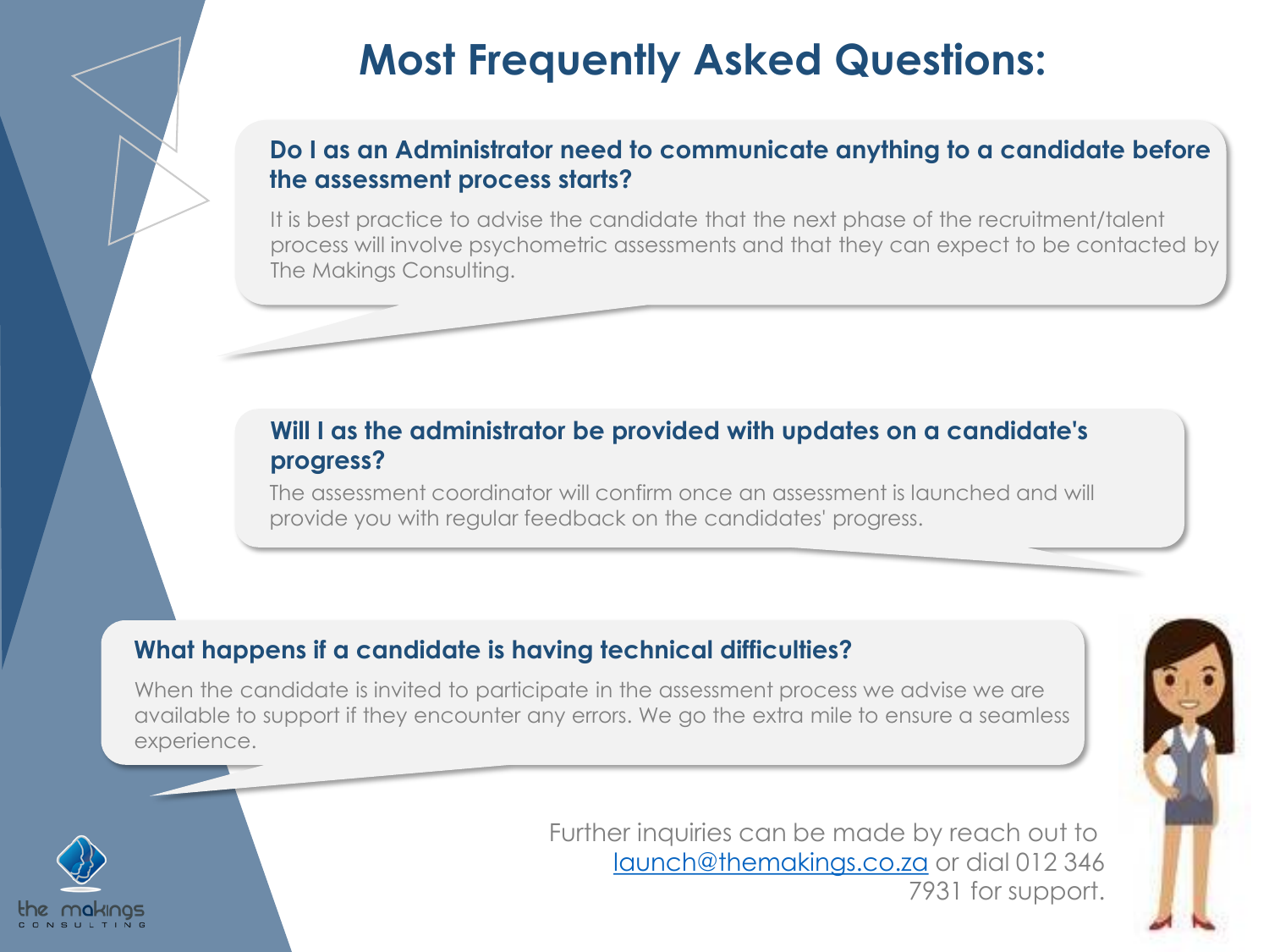# Most Frequently Asked Questions:

### Do I as an Administrator need to communicate anything to a candidate before the assessment process starts?

It is best practice to advise the candidate that the next phase of the recruitment/talent process will involve psychometric assessments and that they can expect to be contacted by The Makings Consulting.

### Will I as the administrator be provided with updates on a candidate's progress?

The assessment coordinator will confirm once an assessment is launched and will provide you with regular feedback on the candidates' progress.

### What happens if a candidate is having technical difficulties?

When the candidate is invited to participate in the assessment process we advise we are available to support if they encounter any errors. We go the extra mile to ensure a seamless experience.

Further inquiries can be made by reach out to [launch@themakings.co.za](mailto:launch@themakings.co.za) or dial 012 346 7931 for support.

the makings CONSULTING